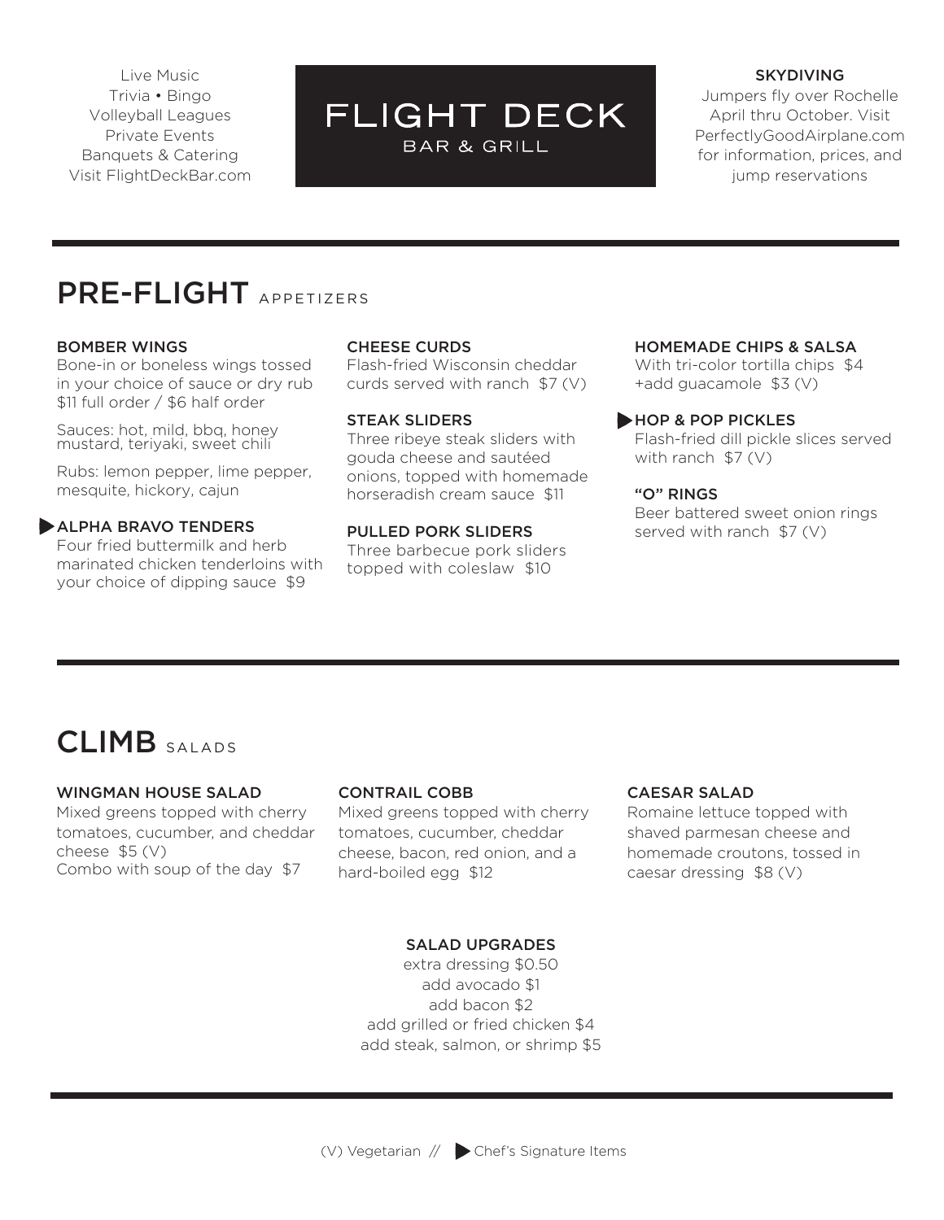Live Music
Trivia • Bingo
Volleyball Leagues
Private Events
Banquets & Catering
Visit FlightDeckBar.com

# FLIGHT DECK
BAR & GRILL

**SKYDIVING**
Jumpers fly over Rochelle April thru October. Visit PerfectlyGoodAirplane.com for information, prices, and jump reservations

---

## PRE-FLIGHT APPETIZERS

**BOMBER WINGS**
Bone-in or boneless wings tossed in your choice of sauce or dry rub
$11 full order / $6 half order

Sauces: hot, mild, bbq, honey mustard, teriyaki, sweet chili

Rubs: lemon pepper, lime pepper, mesquite, hickory, cajun

▶ **ALPHA BRAVO TENDERS**
Four fried buttermilk and herb marinated chicken tenderloins with your choice of dipping sauce $9

**CHEESE CURDS**
Flash-fried Wisconsin cheddar curds served with ranch $7 (V)

**STEAK SLIDERS**
Three ribeye steak sliders with gouda cheese and sautéed onions, topped with homemade horseradish cream sauce $11

**PULLED PORK SLIDERS**
Three barbecue pork sliders topped with coleslaw $10

**HOMEMADE CHIPS & SALSA**
With tri-color tortilla chips $4
+add guacamole $3 (V)

▶ **HOP & POP PICKLES**
Flash-fried dill pickle slices served with ranch $7 (V)

**"O" RINGS**
Beer battered sweet onion rings served with ranch $7 (V)

---

## CLIMB SALADS

**WINGMAN HOUSE SALAD**
Mixed greens topped with cherry tomatoes, cucumber, and cheddar cheese $5 (V)
Combo with soup of the day $7

**CONTRAIL COBB**
Mixed greens topped with cherry tomatoes, cucumber, cheddar cheese, bacon, red onion, and a hard-boiled egg $12

**CAESAR SALAD**
Romaine lettuce topped with shaved parmesan cheese and homemade croutons, tossed in caesar dressing $8 (V)

**SALAD UPGRADES**
extra dressing $0.50
add avocado $1
add bacon $2
add grilled or fried chicken $4
add steak, salmon, or shrimp $5

---

(V) Vegetarian // ▶ Chef's Signature Items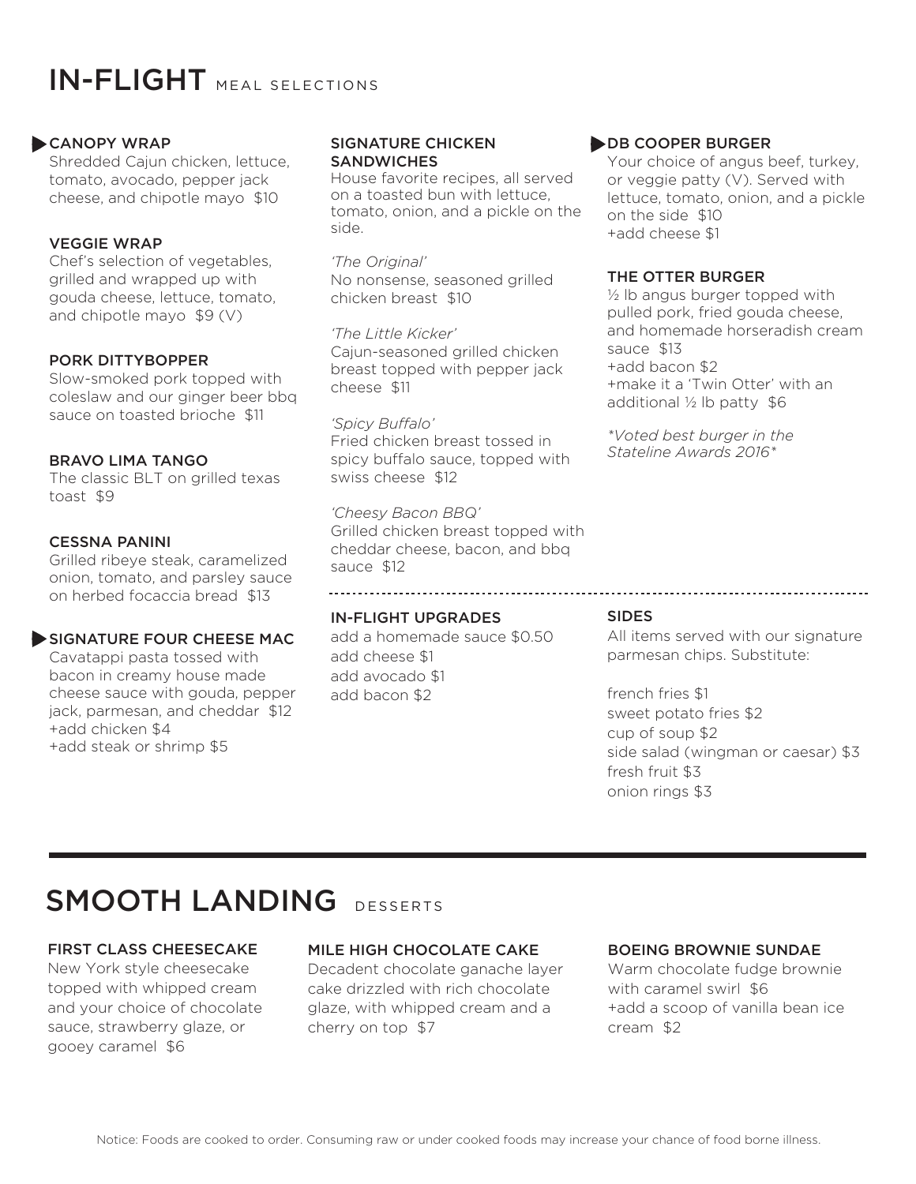# IN-FLIGHT MEAL SELECTIONS

### CANOPY WRAP
Shredded Cajun chicken, lettuce, tomato, avocado, pepper jack cheese, and chipotle mayo $10

### VEGGIE WRAP
Chef's selection of vegetables, grilled and wrapped up with gouda cheese, lettuce, tomato, and chipotle mayo $9 (V)

### PORK DITTYBOPPER
Slow-smoked pork topped with coleslaw and our ginger beer bbq sauce on toasted brioche $11

### BRAVO LIMA TANGO
The classic BLT on grilled texas toast $9

### CESSNA PANINI
Grilled ribeye steak, caramelized onion, tomato, and parsley sauce on herbed focaccia bread $13

### SIGNATURE FOUR CHEESE MAC
Cavatappi pasta tossed with bacon in creamy house made cheese sauce with gouda, pepper jack, parmesan, and cheddar $12
+add chicken $4
+add steak or shrimp $5

### SIGNATURE CHICKEN SANDWICHES
House favorite recipes, all served on a toasted bun with lettuce, tomato, onion, and a pickle on the side.

*'The Original'*
No nonsense, seasoned grilled chicken breast $10

*'The Little Kicker'*
Cajun-seasoned grilled chicken breast topped with pepper jack cheese $11

*'Spicy Buffalo'*
Fried chicken breast tossed in spicy buffalo sauce, topped with swiss cheese $12

*'Cheesy Bacon BBQ'*
Grilled chicken breast topped with cheddar cheese, bacon, and bbq sauce $12

### DB COOPER BURGER
Your choice of angus beef, turkey, or veggie patty (V). Served with lettuce, tomato, onion, and a pickle on the side $10
+add cheese $1

### THE OTTER BURGER
½ lb angus burger topped with pulled pork, fried gouda cheese, and homemade horseradish cream sauce $13
+add bacon $2
+make it a 'Twin Otter' with an additional ½ lb patty $6

*\*Voted best burger in the Stateline Awards 2016\**

### IN-FLIGHT UPGRADES
add a homemade sauce $0.50
add cheese $1
add avocado $1
add bacon $2

### SIDES
All items served with our signature parmesan chips. Substitute:

french fries $1
sweet potato fries $2
cup of soup $2
side salad (wingman or caesar) $3
fresh fruit $3
onion rings $3

# SMOOTH LANDING DESSERTS

### FIRST CLASS CHEESECAKE
New York style cheesecake topped with whipped cream and your choice of chocolate sauce, strawberry glaze, or gooey caramel $6

### MILE HIGH CHOCOLATE CAKE
Decadent chocolate ganache layer cake drizzled with rich chocolate glaze, with whipped cream and a cherry on top $7

### BOEING BROWNIE SUNDAE
Warm chocolate fudge brownie with caramel swirl $6
+add a scoop of vanilla bean ice cream $2

Notice: Foods are cooked to order. Consuming raw or under cooked foods may increase your chance of food borne illness.